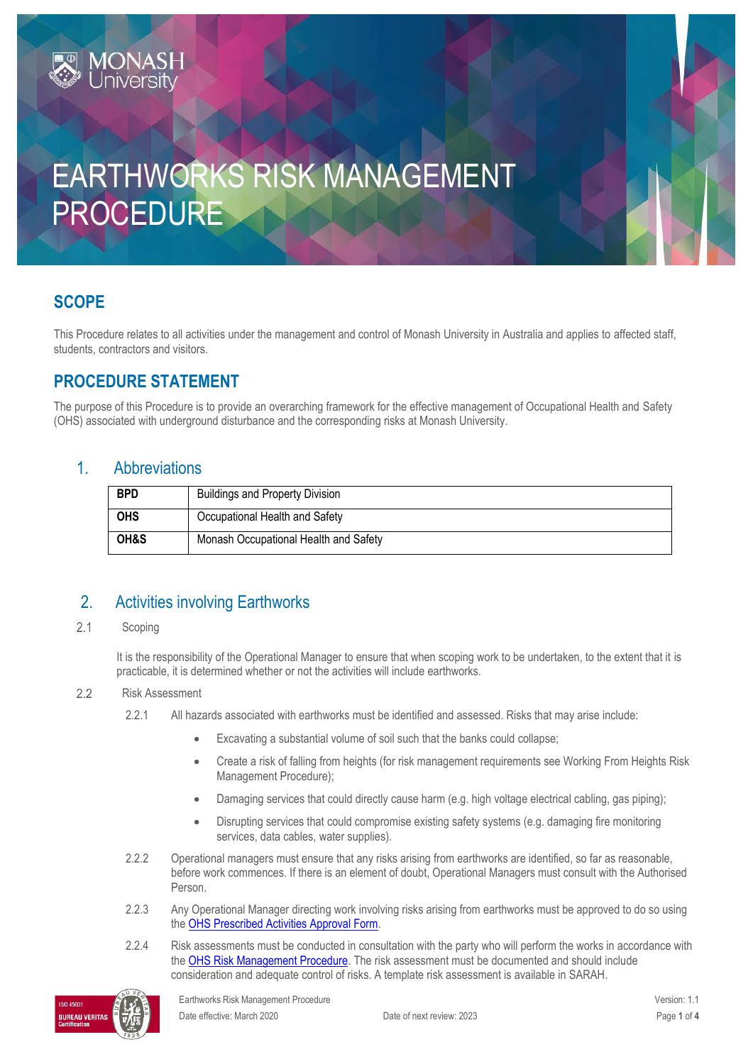# EARTHWORKS RISK MANAGEMENT PROCEDURE

## SCOPE

This Procedure relates to all activities under the management and control of Monash University in Australia and applies to affected staff, students, contractors and visitors.

## PROCEDURE STATEMENT

The purpose of this Procedure is to provide an overarching framework for the effective management of Occupational Health and Safety (OHS) associated with underground disturbance and the corresponding risks at Monash University.

### 1. Abbreviations

| | |
|---|---|
| **BPD** | Buildings and Property Division |
| **OHS** | Occupational Health and Safety |
| **OH&S** | Monash Occupational Health and Safety |

### 2. Activities involving Earthworks

2.1 Scoping

It is the responsibility of the Operational Manager to ensure that when scoping work to be undertaken, to the extent that it is practicable, it is determined whether or not the activities will include earthworks.

2.2 Risk Assessment

2.2.1 All hazards associated with earthworks must be identified and assessed. Risks that may arise include:

- Excavating a substantial volume of soil such that the banks could collapse;
- Create a risk of falling from heights (for risk management requirements see Working From Heights Risk Management Procedure);
- Damaging services that could directly cause harm (e.g. high voltage electrical cabling, gas piping);
- Disrupting services that could compromise existing safety systems (e.g. damaging fire monitoring services, data cables, water supplies).

2.2.2 Operational managers must ensure that any risks arising from earthworks are identified, so far as reasonable, before work commences. If there is an element of doubt, Operational Managers must consult with the Authorised Person.

2.2.3 Any Operational Manager directing work involving risks arising from earthworks must be approved to do so using the OHS Prescribed Activities Approval Form.

2.2.4 Risk assessments must be conducted in consultation with the party who will perform the works in accordance with the OHS Risk Management Procedure. The risk assessment must be documented and should include consideration and adequate control of risks. A template risk assessment is available in SARAH.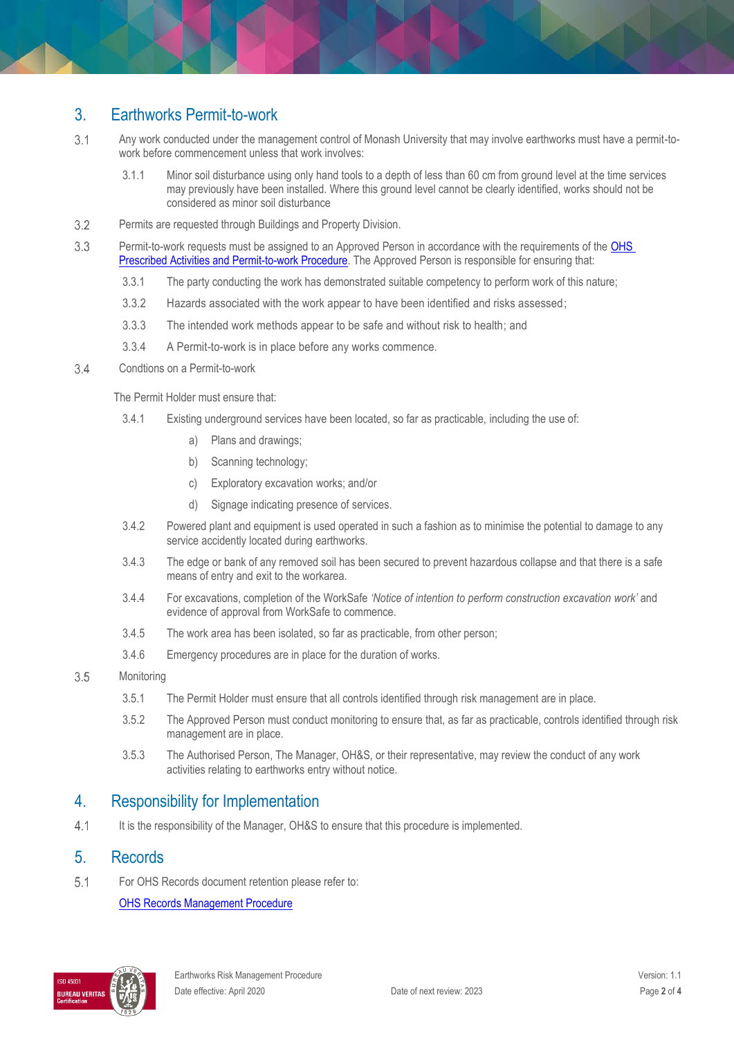## 3. Earthworks Permit-to-work

3.1 Any work conducted under the management control of Monash University that may involve earthworks must have a permit-to-work before commencement unless that work involves:

- 3.1.1 Minor soil disturbance using only hand tools to a depth of less than 60 cm from ground level at the time services may previously have been installed. Where this ground level cannot be clearly identified, works should not be considered as minor soil disturbance

3.2 Permits are requested through Buildings and Property Division.

3.3 Permit-to-work requests must be assigned to an Approved Person in accordance with the requirements of the [OHS Prescribed Activities and Permit-to-work Procedure](). The Approved Person is responsible for ensuring that:

- 3.3.1 The party conducting the work has demonstrated suitable competency to perform work of this nature;
- 3.3.2 Hazards associated with the work appear to have been identified and risks assessed;
- 3.3.3 The intended work methods appear to be safe and without risk to health; and
- 3.3.4 A Permit-to-work is in place before any works commence.

3.4 Condtions on a Permit-to-work

The Permit Holder must ensure that:

- 3.4.1 Existing underground services have been located, so far as practicable, including the use of:
  - a) Plans and drawings;
  - b) Scanning technology;
  - c) Exploratory excavation works; and/or
  - d) Signage indicating presence of services.
- 3.4.2 Powered plant and equipment is used operated in such a fashion as to minimise the potential to damage to any service accidently located during earthworks.
- 3.4.3 The edge or bank of any removed soil has been secured to prevent hazardous collapse and that there is a safe means of entry and exit to the workarea.
- 3.4.4 For excavations, completion of the WorkSafe *'Notice of intention to perform construction excavation work'* and evidence of approval from WorkSafe to commence.
- 3.4.5 The work area has been isolated, so far as practicable, from other person;
- 3.4.6 Emergency procedures are in place for the duration of works.

3.5 Monitoring

- 3.5.1 The Permit Holder must ensure that all controls identified through risk management are in place.
- 3.5.2 The Approved Person must conduct monitoring to ensure that, as far as practicable, controls identified through risk management are in place.
- 3.5.3 The Authorised Person, The Manager, OH&S, or their representative, may review the conduct of any work activities relating to earthworks entry without notice.

## 4. Responsibility for Implementation

4.1 It is the responsibility of the Manager, OH&S to ensure that this procedure is implemented.

## 5. Records

5.1 For OHS Records document retention please refer to:

[OHS Records Management Procedure]()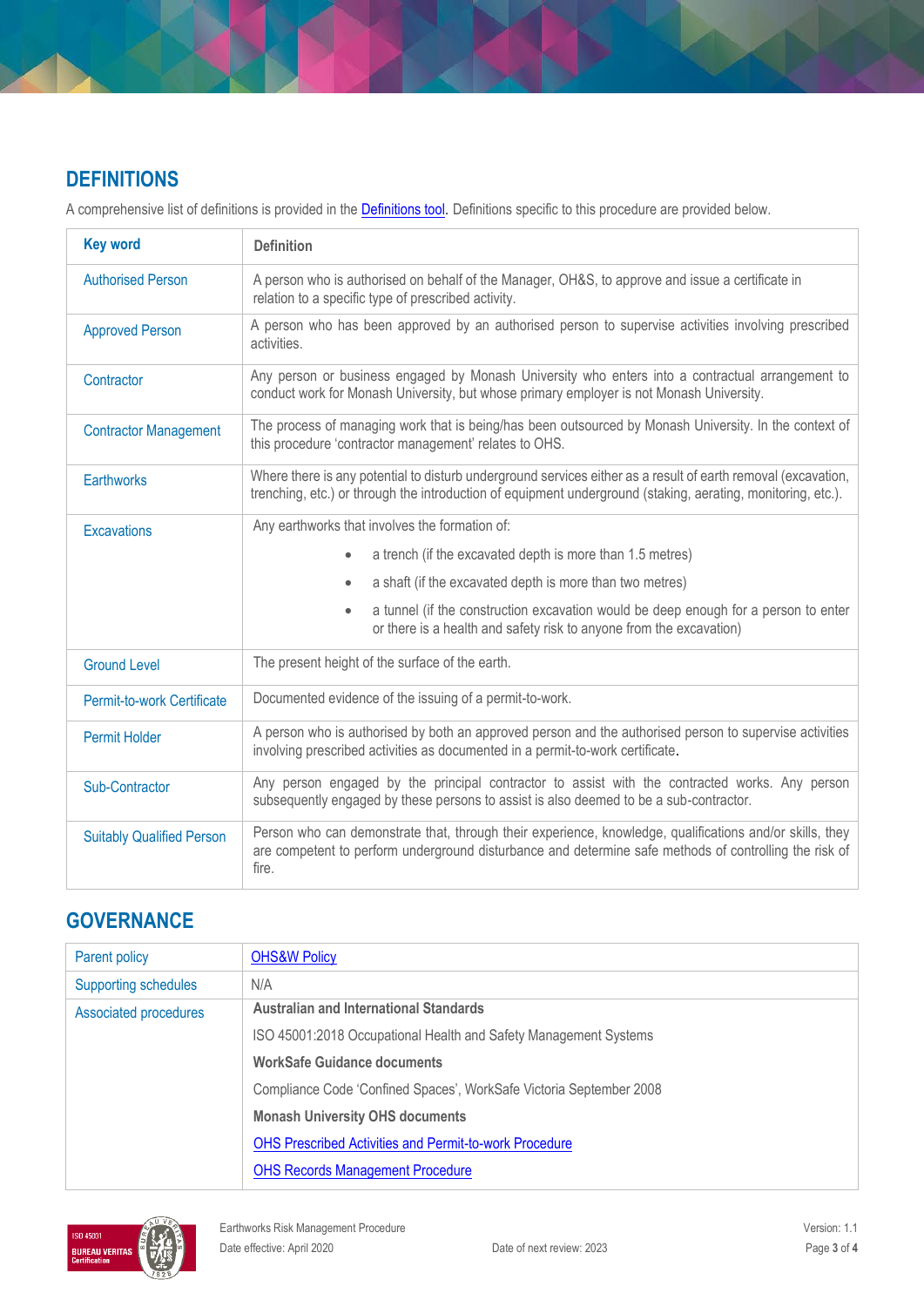## DEFINITIONS

A comprehensive list of definitions is provided in the Definitions tool. Definitions specific to this procedure are provided below.

| Key word | Definition |
|---|---|
| Authorised Person | A person who is authorised on behalf of the Manager, OH&S, to approve and issue a certificate in relation to a specific type of prescribed activity. |
| Approved Person | A person who has been approved by an authorised person to supervise activities involving prescribed activities. |
| Contractor | Any person or business engaged by Monash University who enters into a contractual arrangement to conduct work for Monash University, but whose primary employer is not Monash University. |
| Contractor Management | The process of managing work that is being/has been outsourced by Monash University. In the context of this procedure 'contractor management' relates to OHS. |
| Earthworks | Where there is any potential to disturb underground services either as a result of earth removal (excavation, trenching, etc.) or through the introduction of equipment underground (staking, aerating, monitoring, etc.). |
| Excavations | Any earthworks that involves the formation of: <br>• a trench (if the excavated depth is more than 1.5 metres) <br>• a shaft (if the excavated depth is more than two metres) <br>• a tunnel (if the construction excavation would be deep enough for a person to enter or there is a health and safety risk to anyone from the excavation) |
| Ground Level | The present height of the surface of the earth. |
| Permit-to-work Certificate | Documented evidence of the issuing of a permit-to-work. |
| Permit Holder | A person who is authorised by both an approved person and the authorised person to supervise activities involving prescribed activities as documented in a permit-to-work certificate. |
| Sub-Contractor | Any person engaged by the principal contractor to assist with the contracted works. Any person subsequently engaged by these persons to assist is also deemed to be a sub-contractor. |
| Suitably Qualified Person | Person who can demonstrate that, through their experience, knowledge, qualifications and/or skills, they are competent to perform underground disturbance and determine safe methods of controlling the risk of fire. |

## GOVERNANCE

| | |
|---|---|
| Parent policy | OHS&W Policy |
| Supporting schedules | N/A |
| Associated procedures | **Australian and International Standards** <br>ISO 45001:2018 Occupational Health and Safety Management Systems <br>**WorkSafe Guidance documents** <br>Compliance Code 'Confined Spaces', WorkSafe Victoria September 2008 <br>**Monash University OHS documents** <br>OHS Prescribed Activities and Permit-to-work Procedure <br>OHS Records Management Procedure |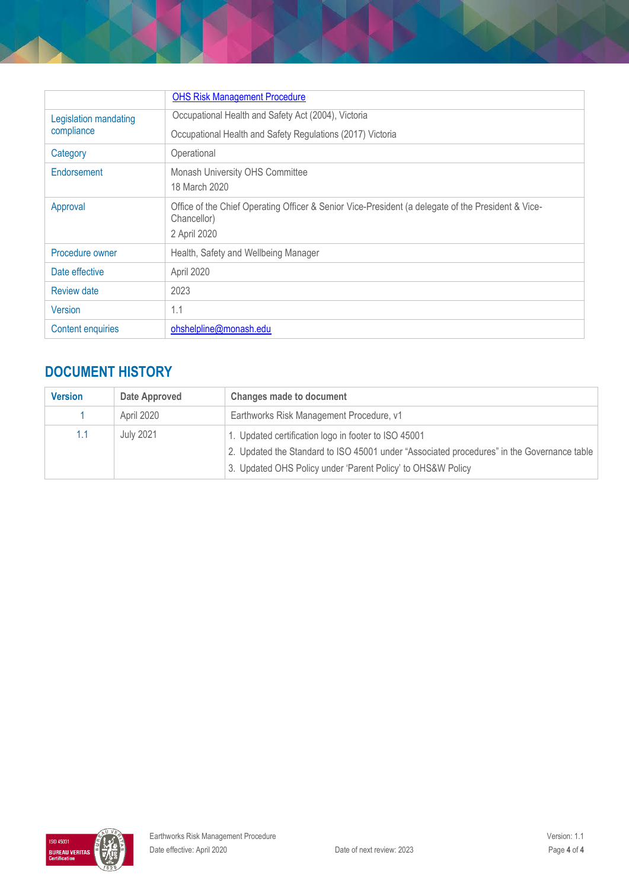| | |
|---|---|
| | OHS Risk Management Procedure |
| Legislation mandating compliance | Occupational Health and Safety Act (2004), Victoria<br>Occupational Health and Safety Regulations (2017) Victoria |
| Category | Operational |
| Endorsement | Monash University OHS Committee<br>18 March 2020 |
| Approval | Office of the Chief Operating Officer & Senior Vice-President (a delegate of the President & Vice-Chancellor)<br>2 April 2020 |
| Procedure owner | Health, Safety and Wellbeing Manager |
| Date effective | April 2020 |
| Review date | 2023 |
| Version | 1.1 |
| Content enquiries | ohshelpline@monash.edu |

## DOCUMENT HISTORY

| Version | Date Approved | Changes made to document |
|---|---|---|
| 1 | April 2020 | Earthworks Risk Management Procedure, v1 |
| 1.1 | July 2021 | 1. Updated certification logo in footer to ISO 45001<br>2. Updated the Standard to ISO 45001 under "Associated procedures" in the Governance table<br>3. Updated OHS Policy under 'Parent Policy' to OHS&W Policy |